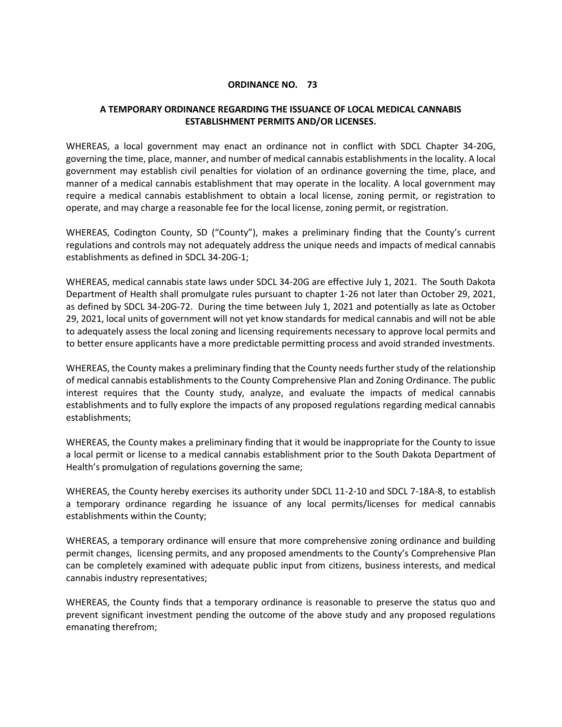**ORDINANCE NO. 73**

**A TEMPORARY ORDINANCE REGARDING THE ISSUANCE OF LOCAL MEDICAL CANNABIS ESTABLISHMENT PERMITS AND/OR LICENSES.**

WHEREAS, a local government may enact an ordinance not in conflict with SDCL Chapter 34-20G, governing the time, place, manner, and number of medical cannabis establishments in the locality. A local government may establish civil penalties for violation of an ordinance governing the time, place, and manner of a medical cannabis establishment that may operate in the locality. A local government may require a medical cannabis establishment to obtain a local license, zoning permit, or registration to operate, and may charge a reasonable fee for the local license, zoning permit, or registration.

WHEREAS, Codington County, SD ("County"), makes a preliminary finding that the County's current regulations and controls may not adequately address the unique needs and impacts of medical cannabis establishments as defined in SDCL 34-20G-1;

WHEREAS, medical cannabis state laws under SDCL 34-20G are effective July 1, 2021. The South Dakota Department of Health shall promulgate rules pursuant to chapter 1-26 not later than October 29, 2021, as defined by SDCL 34-20G-72. During the time between July 1, 2021 and potentially as late as October 29, 2021, local units of government will not yet know standards for medical cannabis and will not be able to adequately assess the local zoning and licensing requirements necessary to approve local permits and to better ensure applicants have a more predictable permitting process and avoid stranded investments.

WHEREAS, the County makes a preliminary finding that the County needs further study of the relationship of medical cannabis establishments to the County Comprehensive Plan and Zoning Ordinance. The public interest requires that the County study, analyze, and evaluate the impacts of medical cannabis establishments and to fully explore the impacts of any proposed regulations regarding medical cannabis establishments;

WHEREAS, the County makes a preliminary finding that it would be inappropriate for the County to issue a local permit or license to a medical cannabis establishment prior to the South Dakota Department of Health's promulgation of regulations governing the same;

WHEREAS, the County hereby exercises its authority under SDCL 11-2-10 and SDCL 7-18A-8, to establish a temporary ordinance regarding he issuance of any local permits/licenses for medical cannabis establishments within the County;

WHEREAS, a temporary ordinance will ensure that more comprehensive zoning ordinance and building permit changes, licensing permits, and any proposed amendments to the County's Comprehensive Plan can be completely examined with adequate public input from citizens, business interests, and medical cannabis industry representatives;

WHEREAS, the County finds that a temporary ordinance is reasonable to preserve the status quo and prevent significant investment pending the outcome of the above study and any proposed regulations emanating therefrom;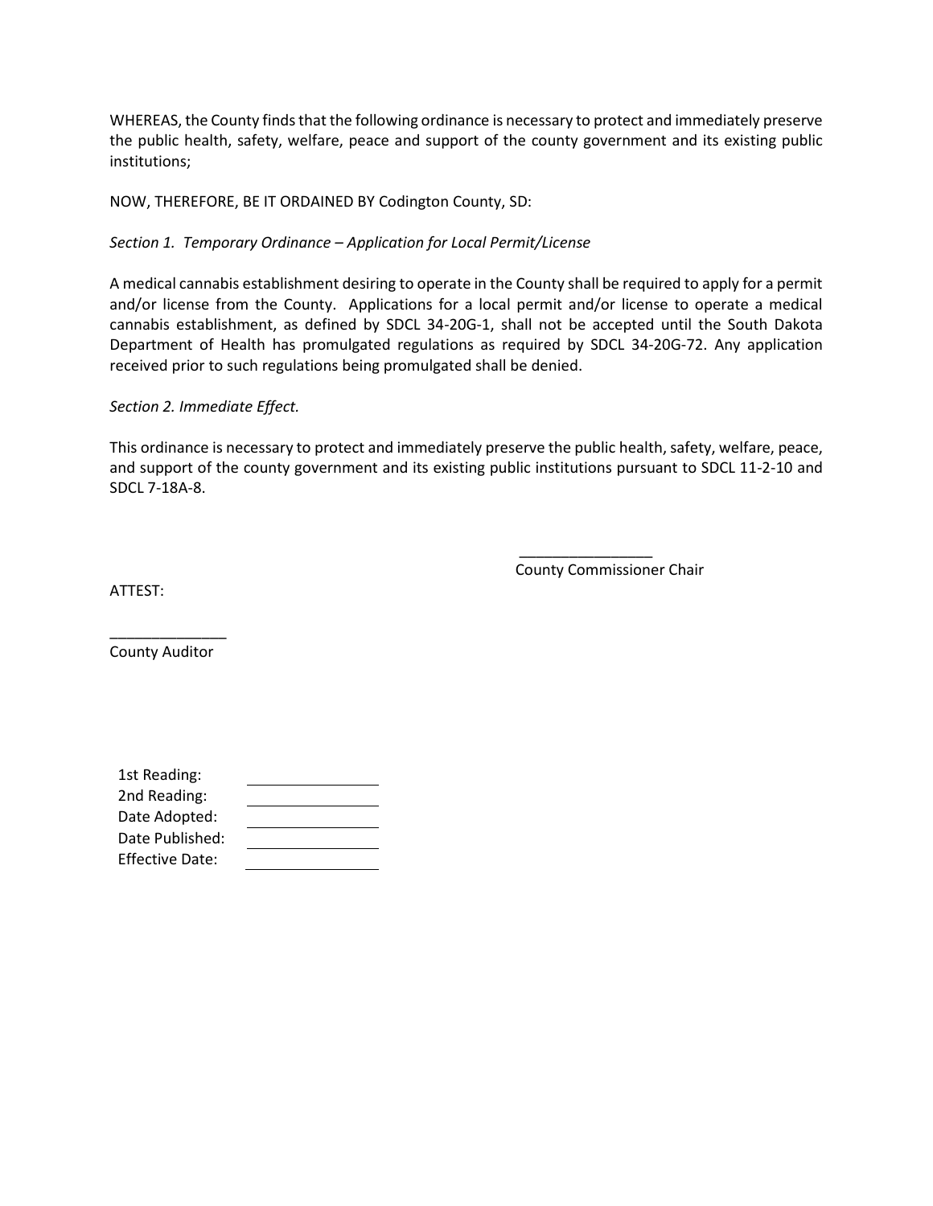WHEREAS, the County finds that the following ordinance is necessary to protect and immediately preserve the public health, safety, welfare, peace and support of the county government and its existing public institutions;

NOW, THEREFORE, BE IT ORDAINED BY Codington County, SD:

*Section 1. Temporary Ordinance – Application for Local Permit/License*

A medical cannabis establishment desiring to operate in the County shall be required to apply for a permit and/or license from the County. Applications for a local permit and/or license to operate a medical cannabis establishment, as defined by SDCL 34-20G-1, shall not be accepted until the South Dakota Department of Health has promulgated regulations as required by SDCL 34-20G-72. Any application received prior to such regulations being promulgated shall be denied.

*Section 2. Immediate Effect.*

This ordinance is necessary to protect and immediately preserve the public health, safety, welfare, peace, and support of the county government and its existing public institutions pursuant to SDCL 11-2-10 and SDCL 7-18A-8.

________________
County Commissioner Chair

ATTEST:

______________
County Auditor

| | |
|---|---|
| 1st Reading: | |
| 2nd Reading: | |
| Date Adopted: | |
| Date Published: | |
| Effective Date: | |